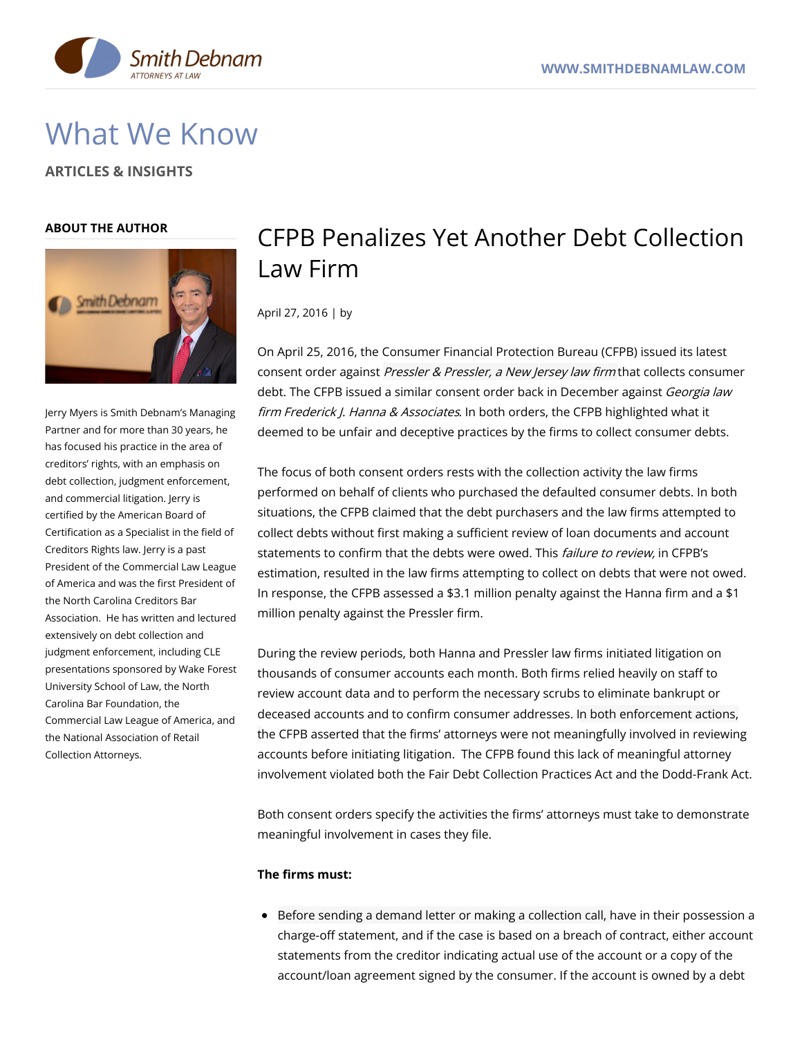# What We Know

**ARTICLES & INSIGHTS**

## ABOUT THE AUTHOR

Jerry Myers is Smith Debnam's Managing Partner and for more than 30 years, he has focused his practice in the area of creditors' rights, with an emphasis on debt collection, judgment enforcement, and commercial litigation. Jerry is certified by the American Board of Certification as a Specialist in the field of Creditors Rights law. Jerry is a past President of the Commercial Law League of America and was the first President of the North Carolina Creditors Bar Association. He has written and lectured extensively on debt collection and judgment enforcement, including CLE presentations sponsored by Wake Forest University School of Law, the North Carolina Bar Foundation, the Commercial Law League of America, and the National Association of Retail Collection Attorneys.

# CFPB Penalizes Yet Another Debt Collection Law Firm

April 27, 2016 | by

On April 25, 2016, the Consumer Financial Protection Bureau (CFPB) issued its latest consent order against *Pressler & Pressler, a New Jersey law firm* that collects consumer debt. The CFPB issued a similar consent order back in December against *Georgia law firm Frederick J. Hanna & Associates*. In both orders, the CFPB highlighted what it deemed to be unfair and deceptive practices by the firms to collect consumer debts.

The focus of both consent orders rests with the collection activity the law firms performed on behalf of clients who purchased the defaulted consumer debts. In both situations, the CFPB claimed that the debt purchasers and the law firms attempted to collect debts without first making a sufficient review of loan documents and account statements to confirm that the debts were owed. This *failure to review,* in CFPB's estimation, resulted in the law firms attempting to collect on debts that were not owed. In response, the CFPB assessed a $3.1 million penalty against the Hanna firm and a $1 million penalty against the Pressler firm.

During the review periods, both Hanna and Pressler law firms initiated litigation on thousands of consumer accounts each month. Both firms relied heavily on staff to review account data and to perform the necessary scrubs to eliminate bankrupt or deceased accounts and to confirm consumer addresses. In both enforcement actions, the CFPB asserted that the firms' attorneys were not meaningfully involved in reviewing accounts before initiating litigation. The CFPB found this lack of meaningful attorney involvement violated both the Fair Debt Collection Practices Act and the Dodd-Frank Act.

Both consent orders specify the activities the firms' attorneys must take to demonstrate meaningful involvement in cases they file.

**The firms must:**

- Before sending a demand letter or making a collection call, have in their possession a charge-off statement, and if the case is based on a breach of contract, either account statements from the creditor indicating actual use of the account or a copy of the account/loan agreement signed by the consumer. If the account is owned by a debt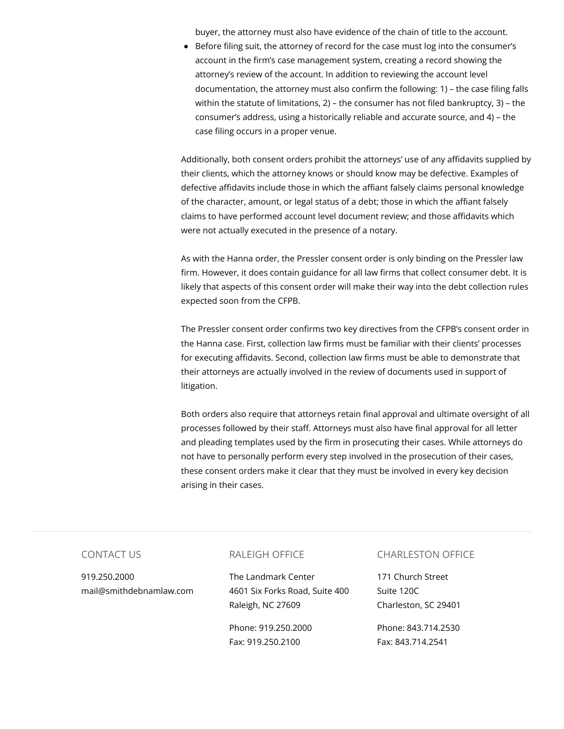buyer, the attorney must also have evidence of the chain of title to the account.

- Before filing suit, the attorney of record for the case must log into the consumer's account in the firm's case management system, creating a record showing the attorney's review of the account. In addition to reviewing the account level documentation, the attorney must also confirm the following: 1) – the case filing falls within the statute of limitations, 2) – the consumer has not filed bankruptcy, 3) – the consumer's address, using a historically reliable and accurate source, and 4) – the case filing occurs in a proper venue.

Additionally, both consent orders prohibit the attorneys' use of any affidavits supplied by their clients, which the attorney knows or should know may be defective. Examples of defective affidavits include those in which the affiant falsely claims personal knowledge of the character, amount, or legal status of a debt; those in which the affiant falsely claims to have performed account level document review; and those affidavits which were not actually executed in the presence of a notary.

As with the Hanna order, the Pressler consent order is only binding on the Pressler law firm. However, it does contain guidance for all law firms that collect consumer debt. It is likely that aspects of this consent order will make their way into the debt collection rules expected soon from the CFPB.

The Pressler consent order confirms two key directives from the CFPB's consent order in the Hanna case. First, collection law firms must be familiar with their clients' processes for executing affidavits. Second, collection law firms must be able to demonstrate that their attorneys are actually involved in the review of documents used in support of litigation.

Both orders also require that attorneys retain final approval and ultimate oversight of all processes followed by their staff. Attorneys must also have final approval for all letter and pleading templates used by the firm in prosecuting their cases. While attorneys do not have to personally perform every step involved in the prosecution of their cases, these consent orders make it clear that they must be involved in every key decision arising in their cases.

CONTACT US

919.250.2000
mail@smithdebnamlaw.com

RALEIGH OFFICE

The Landmark Center
4601 Six Forks Road, Suite 400
Raleigh, NC 27609

Phone: 919.250.2000
Fax: 919.250.2100

CHARLESTON OFFICE

171 Church Street
Suite 120C
Charleston, SC 29401

Phone: 843.714.2530
Fax: 843.714.2541